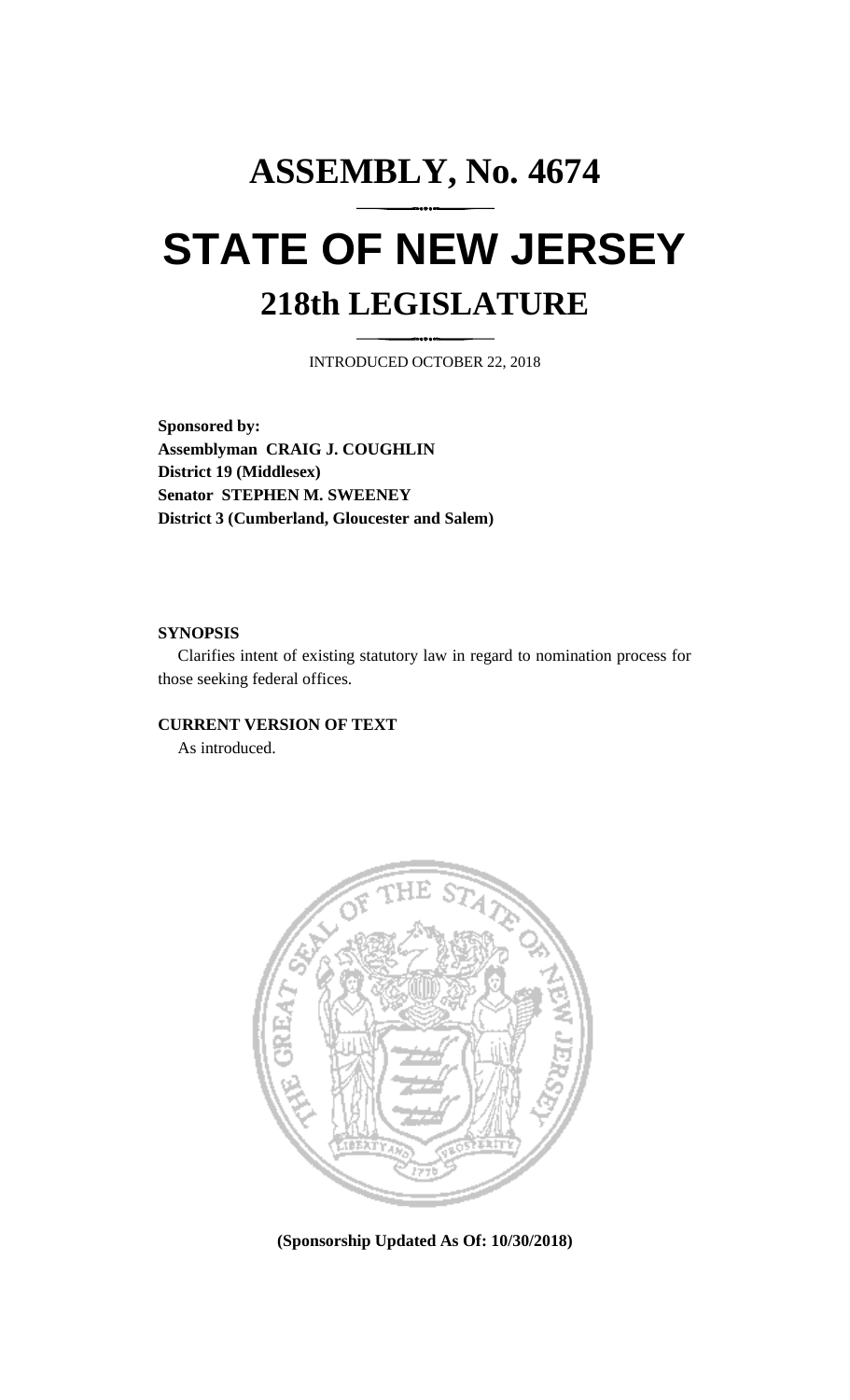# ASSEMBLY, No. 4674

# STATE OF NEW JERSEY

## 218th LEGISLATURE

INTRODUCED OCTOBER 22, 2018

**Sponsored by:**
**Assemblyman CRAIG J. COUGHLIN**
**District 19 (Middlesex)**
**Senator STEPHEN M. SWEENEY**
**District 3 (Cumberland, Gloucester and Salem)**

**SYNOPSIS**

Clarifies intent of existing statutory law in regard to nomination process for those seeking federal offices.

**CURRENT VERSION OF TEXT**

As introduced.

**(Sponsorship Updated As Of: 10/30/2018)**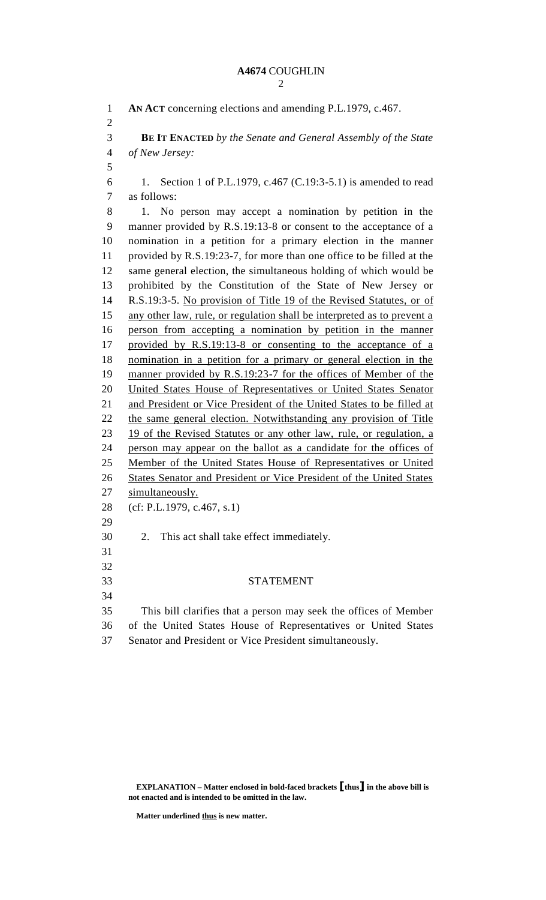**AN ACT** concerning elections and amending P.L.1979, c.467.

**BE IT ENACTED** *by the Senate and General Assembly of the State of New Jersey:*

1. Section 1 of P.L.1979, c.467 (C.19:3-5.1) is amended to read as follows:

1. No person may accept a nomination by petition in the manner provided by R.S.19:13-8 or consent to the acceptance of a nomination in a petition for a primary election in the manner provided by R.S.19:23-7, for more than one office to be filled at the same general election, the simultaneous holding of which would be prohibited by the Constitution of the State of New Jersey or R.S.19:3-5. <u>No provision of Title 19 of the Revised Statutes, or of any other law, rule, or regulation shall be interpreted as to prevent a person from accepting a nomination by petition in the manner provided by R.S.19:13-8 or consenting to the acceptance of a nomination in a petition for a primary or general election in the manner provided by R.S.19:23-7 for the offices of Member of the United States House of Representatives or United States Senator and President or Vice President of the United States to be filled at the same general election. Notwithstanding any provision of Title 19 of the Revised Statutes or any other law, rule, or regulation, a person may appear on the ballot as a candidate for the offices of Member of the United States House of Representatives or United States Senator and President or Vice President of the United States simultaneously.</u>

(cf: P.L.1979, c.467, s.1)

2. This act shall take effect immediately.

## STATEMENT

This bill clarifies that a person may seek the offices of Member of the United States House of Representatives or United States Senator and President or Vice President simultaneously.

**EXPLANATION – Matter enclosed in bold-faced brackets [thus] in the above bill is not enacted and is intended to be omitted in the law.**

**Matter underlined <u>thus</u> is new matter.**